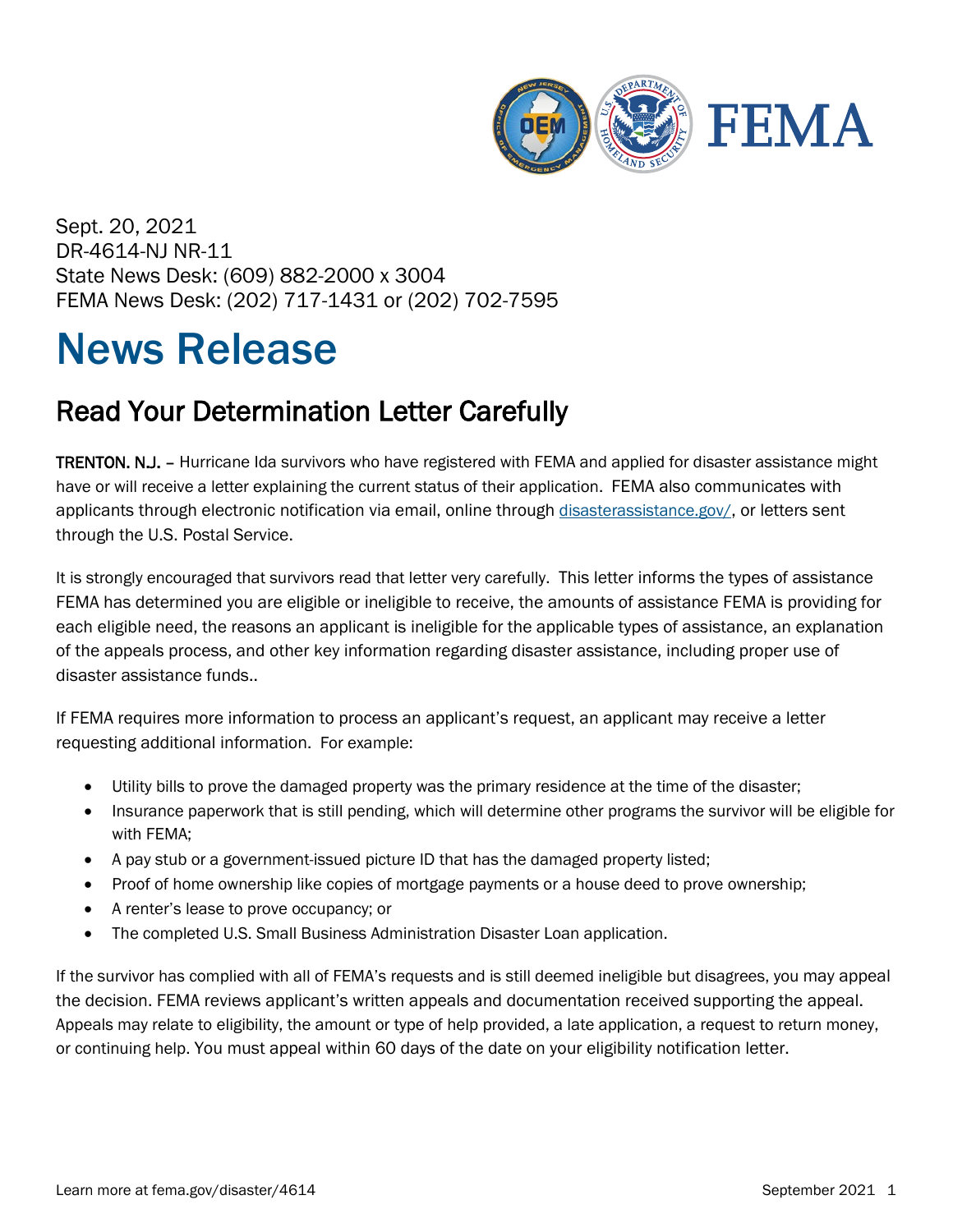Sept. 20, 2021
DR-4614-NJ NR-11
State News Desk: (609) 882-2000 x 3004
FEMA News Desk: (202) 717-1431 or (202) 702-7595

# News Release

## Read Your Determination Letter Carefully

**TRENTON. N.J.** – Hurricane Ida survivors who have registered with FEMA and applied for disaster assistance might have or will receive a letter explaining the current status of their application. FEMA also communicates with applicants through electronic notification via email, online through [disasterassistance.gov/](disasterassistance.gov/), or letters sent through the U.S. Postal Service.

It is strongly encouraged that survivors read that letter very carefully. This letter informs the types of assistance FEMA has determined you are eligible or ineligible to receive, the amounts of assistance FEMA is providing for each eligible need, the reasons an applicant is ineligible for the applicable types of assistance, an explanation of the appeals process, and other key information regarding disaster assistance, including proper use of disaster assistance funds..

If FEMA requires more information to process an applicant's request, an applicant may receive a letter requesting additional information. For example:

- Utility bills to prove the damaged property was the primary residence at the time of the disaster;
- Insurance paperwork that is still pending, which will determine other programs the survivor will be eligible for with FEMA;
- A pay stub or a government-issued picture ID that has the damaged property listed;
- Proof of home ownership like copies of mortgage payments or a house deed to prove ownership;
- A renter's lease to prove occupancy; or
- The completed U.S. Small Business Administration Disaster Loan application.

If the survivor has complied with all of FEMA's requests and is still deemed ineligible but disagrees, you may appeal the decision. FEMA reviews applicant's written appeals and documentation received supporting the appeal. Appeals may relate to eligibility, the amount or type of help provided, a late application, a request to return money, or continuing help. You must appeal within 60 days of the date on your eligibility notification letter.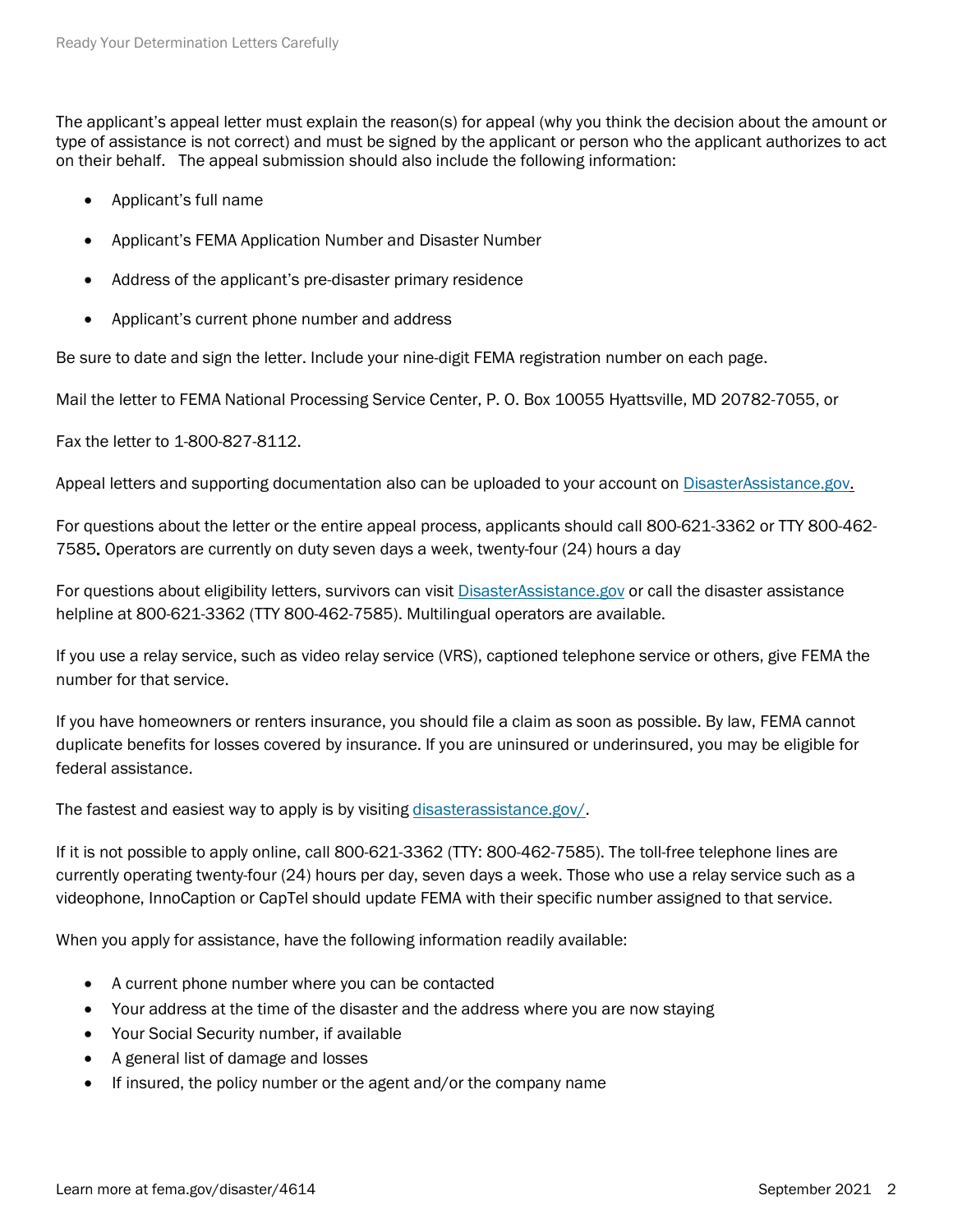The applicant's appeal letter must explain the reason(s) for appeal (why you think the decision about the amount or type of assistance is not correct) and must be signed by the applicant or person who the applicant authorizes to act on their behalf. The appeal submission should also include the following information:

- Applicant's full name
- Applicant's FEMA Application Number and Disaster Number
- Address of the applicant's pre-disaster primary residence
- Applicant's current phone number and address

Be sure to date and sign the letter. Include your nine-digit FEMA registration number on each page.

Mail the letter to FEMA National Processing Service Center, P. O. Box 10055 Hyattsville, MD 20782-7055, or

Fax the letter to 1-800-827-8112.

Appeal letters and supporting documentation also can be uploaded to your account on DisasterAssistance.gov.

For questions about the letter or the entire appeal process, applicants should call 800-621-3362 or TTY 800-462-7585. Operators are currently on duty seven days a week, twenty-four (24) hours a day

For questions about eligibility letters, survivors can visit DisasterAssistance.gov or call the disaster assistance helpline at 800-621-3362 (TTY 800-462-7585). Multilingual operators are available.

If you use a relay service, such as video relay service (VRS), captioned telephone service or others, give FEMA the number for that service.

If you have homeowners or renters insurance, you should file a claim as soon as possible. By law, FEMA cannot duplicate benefits for losses covered by insurance. If you are uninsured or underinsured, you may be eligible for federal assistance.

The fastest and easiest way to apply is by visiting disasterassistance.gov/.

If it is not possible to apply online, call 800-621-3362 (TTY: 800-462-7585). The toll-free telephone lines are currently operating twenty-four (24) hours per day, seven days a week. Those who use a relay service such as a videophone, InnoCaption or CapTel should update FEMA with their specific number assigned to that service.

When you apply for assistance, have the following information readily available:

- A current phone number where you can be contacted
- Your address at the time of the disaster and the address where you are now staying
- Your Social Security number, if available
- A general list of damage and losses
- If insured, the policy number or the agent and/or the company name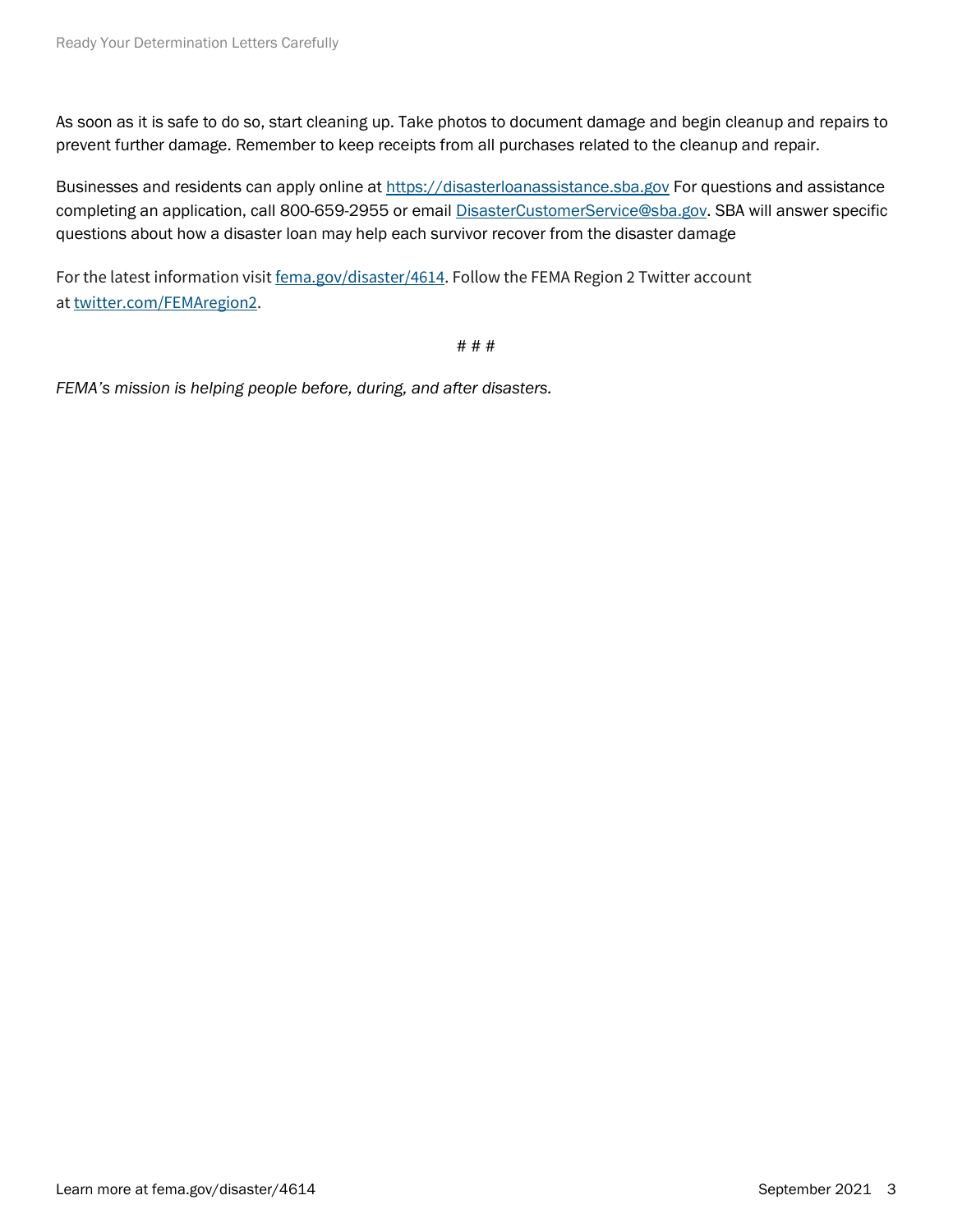As soon as it is safe to do so, start cleaning up. Take photos to document damage and begin cleanup and repairs to prevent further damage. Remember to keep receipts from all purchases related to the cleanup and repair.

Businesses and residents can apply online at https://disasterloanassistance.sba.gov For questions and assistance completing an application, call 800-659-2955 or email DisasterCustomerService@sba.gov. SBA will answer specific questions about how a disaster loan may help each survivor recover from the disaster damage

For the latest information visit fema.gov/disaster/4614. Follow the FEMA Region 2 Twitter account at twitter.com/FEMAregion2.

# # #

*FEMA's mission is helping people before, during, and after disasters.*